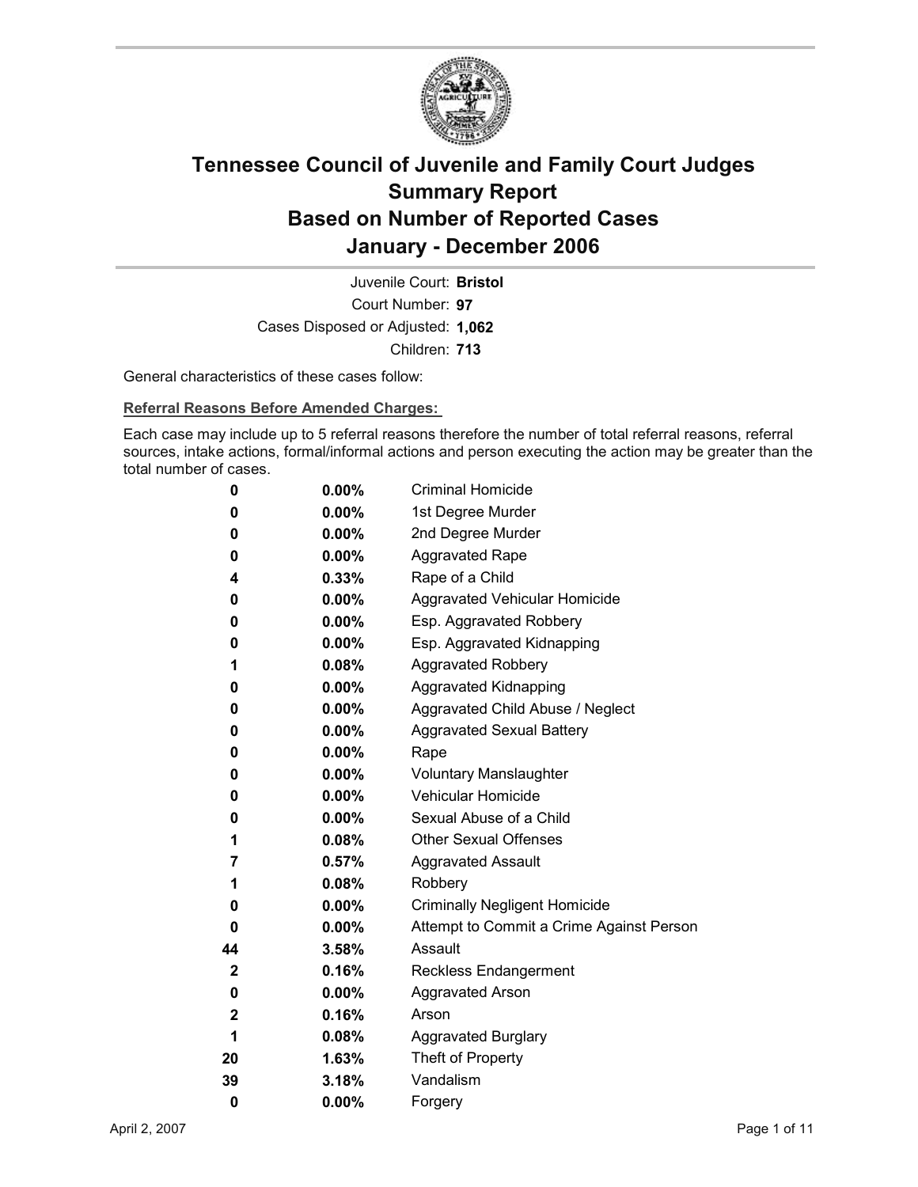# Tennessee Council of Juvenile and Family Court Judges
# Summary Report
# Based on Number of Reported Cases
# January - December 2006

Juvenile Court: **Bristol**
Court Number: **97**
Cases Disposed or Adjusted: **1,062**
Children: **713**

General characteristics of these cases follow:

**Referral Reasons Before Amended Charges:**

Each case may include up to 5 referral reasons therefore the number of total referral reasons, referral sources, intake actions, formal/informal actions and person executing the action may be greater than the total number of cases.

| Count | Percent | Referral Reason |
|---|---|---|
| 0 | 0.00% | Criminal Homicide |
| 0 | 0.00% | 1st Degree Murder |
| 0 | 0.00% | 2nd Degree Murder |
| 0 | 0.00% | Aggravated Rape |
| 4 | 0.33% | Rape of a Child |
| 0 | 0.00% | Aggravated Vehicular Homicide |
| 0 | 0.00% | Esp. Aggravated Robbery |
| 0 | 0.00% | Esp. Aggravated Kidnapping |
| 1 | 0.08% | Aggravated Robbery |
| 0 | 0.00% | Aggravated Kidnapping |
| 0 | 0.00% | Aggravated Child Abuse / Neglect |
| 0 | 0.00% | Aggravated Sexual Battery |
| 0 | 0.00% | Rape |
| 0 | 0.00% | Voluntary Manslaughter |
| 0 | 0.00% | Vehicular Homicide |
| 0 | 0.00% | Sexual Abuse of a Child |
| 1 | 0.08% | Other Sexual Offenses |
| 7 | 0.57% | Aggravated Assault |
| 1 | 0.08% | Robbery |
| 0 | 0.00% | Criminally Negligent Homicide |
| 0 | 0.00% | Attempt to Commit a Crime Against Person |
| 44 | 3.58% | Assault |
| 2 | 0.16% | Reckless Endangerment |
| 0 | 0.00% | Aggravated Arson |
| 2 | 0.16% | Arson |
| 1 | 0.08% | Aggravated Burglary |
| 20 | 1.63% | Theft of Property |
| 39 | 3.18% | Vandalism |
| 0 | 0.00% | Forgery |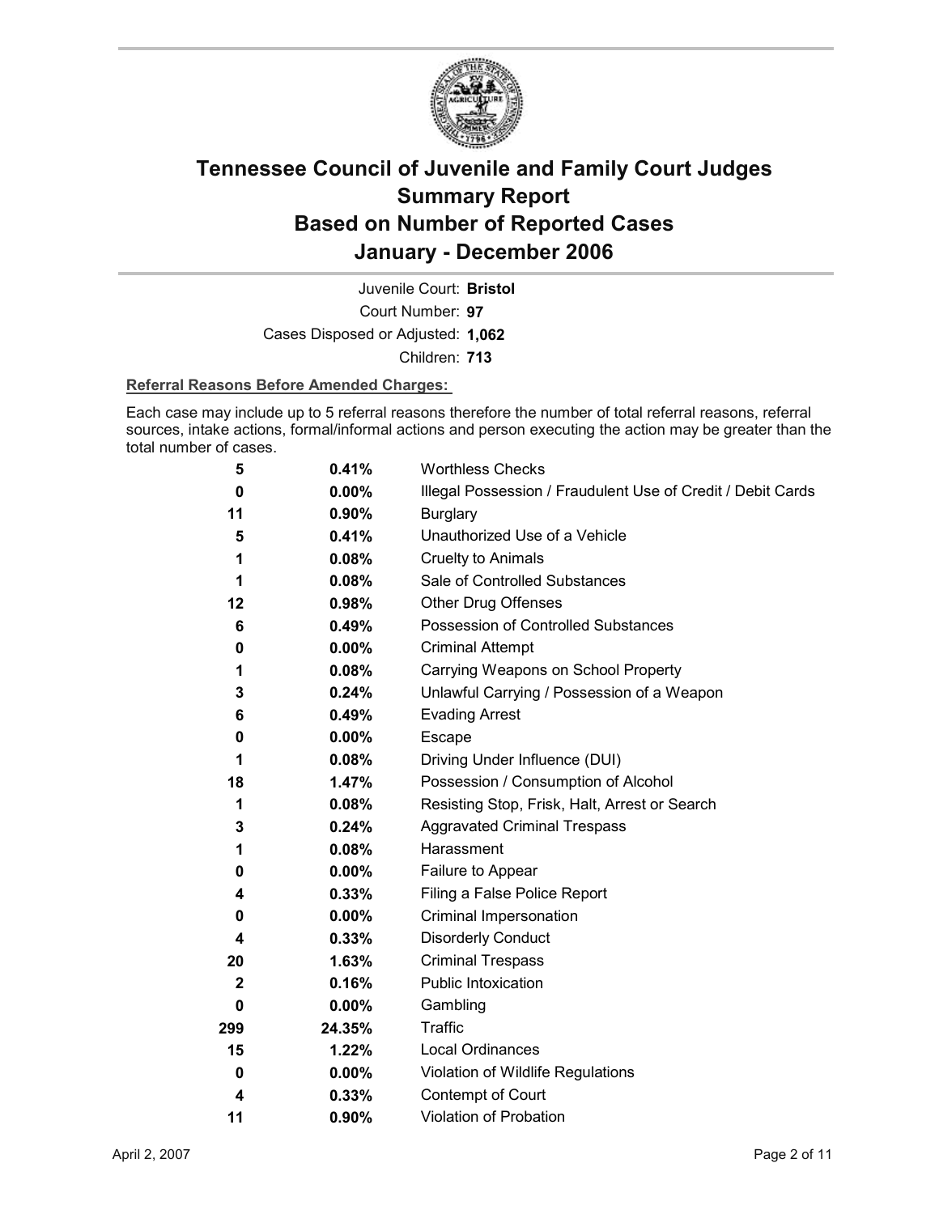# Tennessee Council of Juvenile and Family Court Judges
# Summary Report
# Based on Number of Reported Cases
# January - December 2006

Juvenile Court: **Bristol**
Court Number: **97**
Cases Disposed or Adjusted: **1,062**
Children: **713**

**Referral Reasons Before Amended Charges:**

Each case may include up to 5 referral reasons therefore the number of total referral reasons, referral sources, intake actions, formal/informal actions and person executing the action may be greater than the total number of cases.

| Count | Percent | Referral Reason |
|---|---|---|
| 5 | 0.41% | Worthless Checks |
| 0 | 0.00% | Illegal Possession / Fraudulent Use of Credit / Debit Cards |
| 11 | 0.90% | Burglary |
| 5 | 0.41% | Unauthorized Use of a Vehicle |
| 1 | 0.08% | Cruelty to Animals |
| 1 | 0.08% | Sale of Controlled Substances |
| 12 | 0.98% | Other Drug Offenses |
| 6 | 0.49% | Possession of Controlled Substances |
| 0 | 0.00% | Criminal Attempt |
| 1 | 0.08% | Carrying Weapons on School Property |
| 3 | 0.24% | Unlawful Carrying / Possession of a Weapon |
| 6 | 0.49% | Evading Arrest |
| 0 | 0.00% | Escape |
| 1 | 0.08% | Driving Under Influence (DUI) |
| 18 | 1.47% | Possession / Consumption of Alcohol |
| 1 | 0.08% | Resisting Stop, Frisk, Halt, Arrest or Search |
| 3 | 0.24% | Aggravated Criminal Trespass |
| 1 | 0.08% | Harassment |
| 0 | 0.00% | Failure to Appear |
| 4 | 0.33% | Filing a False Police Report |
| 0 | 0.00% | Criminal Impersonation |
| 4 | 0.33% | Disorderly Conduct |
| 20 | 1.63% | Criminal Trespass |
| 2 | 0.16% | Public Intoxication |
| 0 | 0.00% | Gambling |
| 299 | 24.35% | Traffic |
| 15 | 1.22% | Local Ordinances |
| 0 | 0.00% | Violation of Wildlife Regulations |
| 4 | 0.33% | Contempt of Court |
| 11 | 0.90% | Violation of Probation |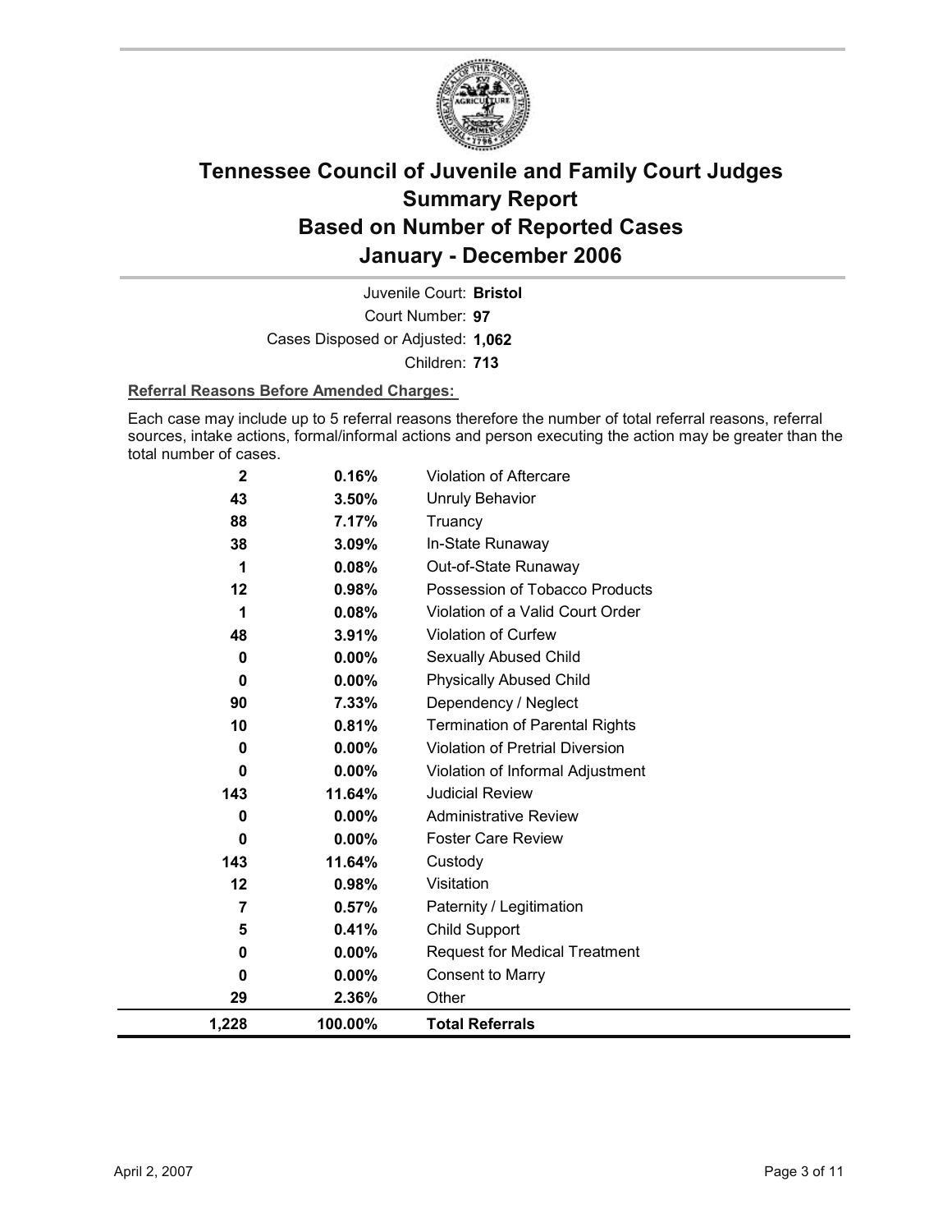# Tennessee Council of Juvenile and Family Court Judges
# Summary Report
# Based on Number of Reported Cases
# January - December 2006

Juvenile Court: **Bristol**

Court Number: **97**

Cases Disposed or Adjusted: **1,062**

Children: **713**

**Referral Reasons Before Amended Charges:**

Each case may include up to 5 referral reasons therefore the number of total referral reasons, referral sources, intake actions, formal/informal actions and person executing the action may be greater than the total number of cases.

| Count | Percent | Referral Reason |
|---|---|---|
| 2 | 0.16% | Violation of Aftercare |
| 43 | 3.50% | Unruly Behavior |
| 88 | 7.17% | Truancy |
| 38 | 3.09% | In-State Runaway |
| 1 | 0.08% | Out-of-State Runaway |
| 12 | 0.98% | Possession of Tobacco Products |
| 1 | 0.08% | Violation of a Valid Court Order |
| 48 | 3.91% | Violation of Curfew |
| 0 | 0.00% | Sexually Abused Child |
| 0 | 0.00% | Physically Abused Child |
| 90 | 7.33% | Dependency / Neglect |
| 10 | 0.81% | Termination of Parental Rights |
| 0 | 0.00% | Violation of Pretrial Diversion |
| 0 | 0.00% | Violation of Informal Adjustment |
| 143 | 11.64% | Judicial Review |
| 0 | 0.00% | Administrative Review |
| 0 | 0.00% | Foster Care Review |
| 143 | 11.64% | Custody |
| 12 | 0.98% | Visitation |
| 7 | 0.57% | Paternity / Legitimation |
| 5 | 0.41% | Child Support |
| 0 | 0.00% | Request for Medical Treatment |
| 0 | 0.00% | Consent to Marry |
| 29 | 2.36% | Other |
| **1,228** | **100.00%** | **Total Referrals** |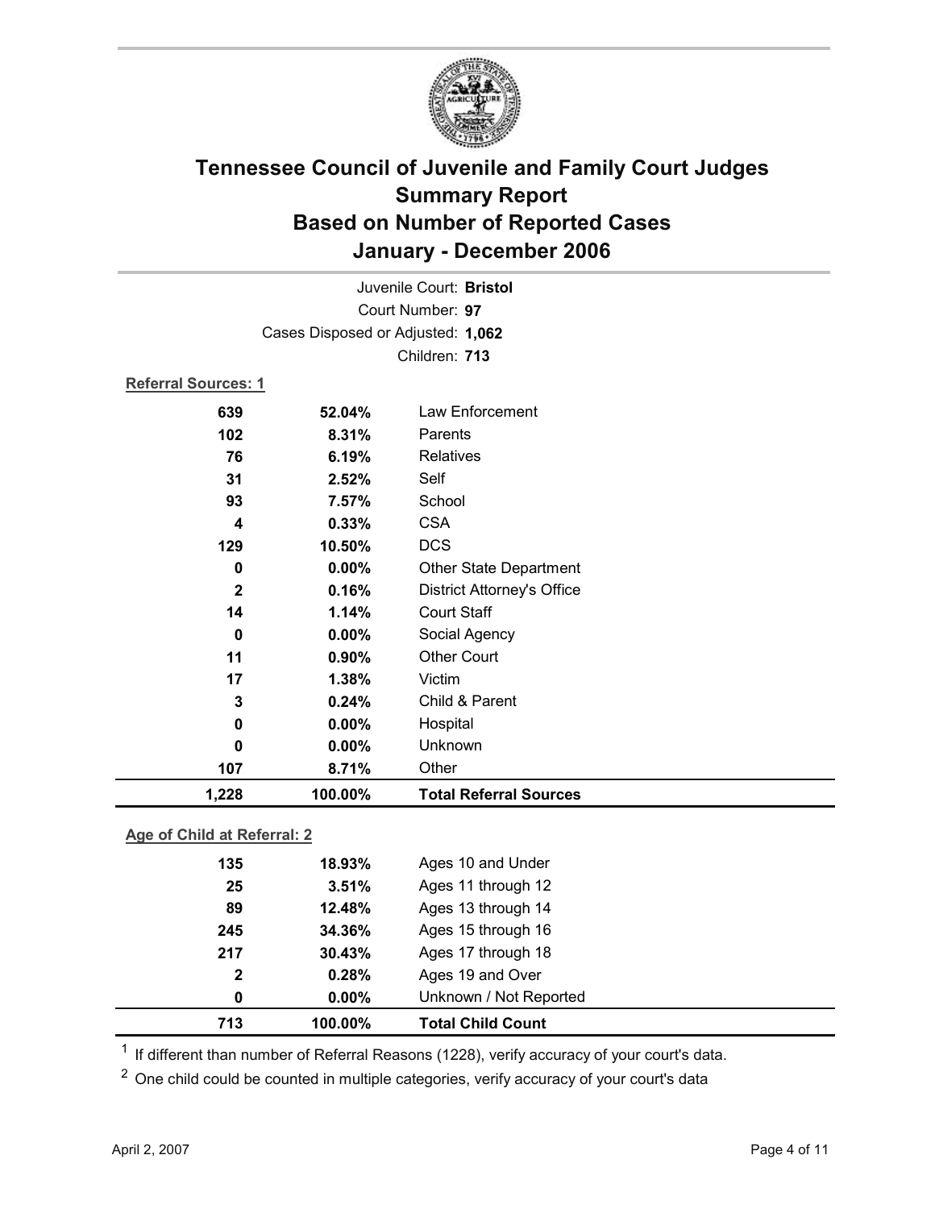# Tennessee Council of Juvenile and Family Court Judges
# Summary Report
# Based on Number of Reported Cases
# January - December 2006

Juvenile Court: **Bristol**
Court Number: **97**
Cases Disposed or Adjusted: **1,062**
Children: **713**

**Referral Sources: 1**

| | | |
|---|---|---|
| 639 | 52.04% | Law Enforcement |
| 102 | 8.31% | Parents |
| 76 | 6.19% | Relatives |
| 31 | 2.52% | Self |
| 93 | 7.57% | School |
| 4 | 0.33% | CSA |
| 129 | 10.50% | DCS |
| 0 | 0.00% | Other State Department |
| 2 | 0.16% | District Attorney's Office |
| 14 | 1.14% | Court Staff |
| 0 | 0.00% | Social Agency |
| 11 | 0.90% | Other Court |
| 17 | 1.38% | Victim |
| 3 | 0.24% | Child & Parent |
| 0 | 0.00% | Hospital |
| 0 | 0.00% | Unknown |
| 107 | 8.71% | Other |
| **1,228** | **100.00%** | **Total Referral Sources** |

**Age of Child at Referral: 2**

| | | |
|---|---|---|
| 135 | 18.93% | Ages 10 and Under |
| 25 | 3.51% | Ages 11 through 12 |
| 89 | 12.48% | Ages 13 through 14 |
| 245 | 34.36% | Ages 15 through 16 |
| 217 | 30.43% | Ages 17 through 18 |
| 2 | 0.28% | Ages 19 and Over |
| 0 | 0.00% | Unknown / Not Reported |
| **713** | **100.00%** | **Total Child Count** |

[1] If different than number of Referral Reasons (1228), verify accuracy of your court's data.

[2] One child could be counted in multiple categories, verify accuracy of your court's data

April 2, 2007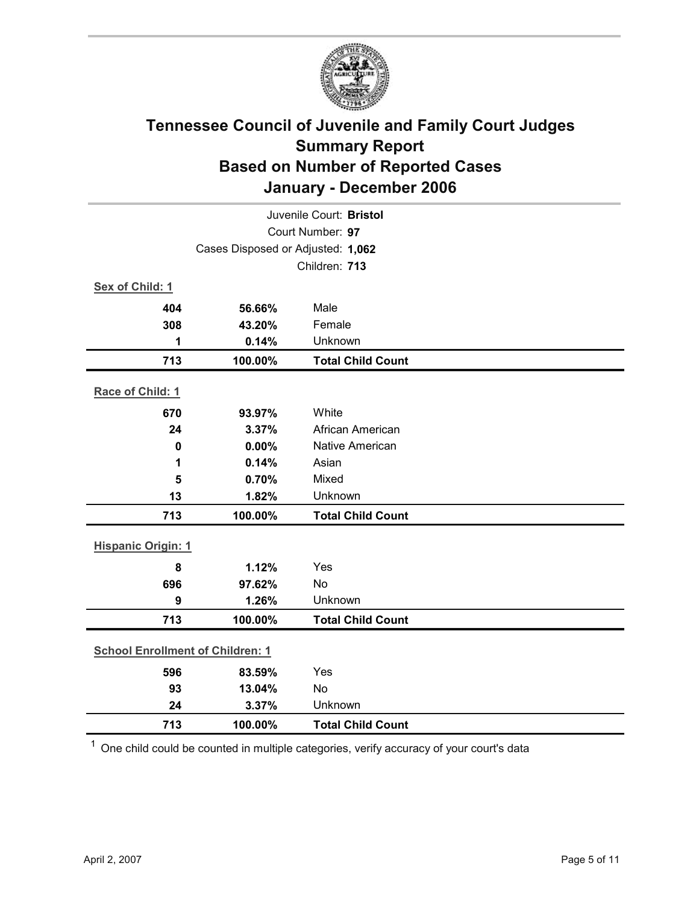# Tennessee Council of Juvenile and Family Court Judges
## Summary Report
## Based on Number of Reported Cases
## January - December 2006

Juvenile Court: **Bristol**
Court Number: **97**
Cases Disposed or Adjusted: **1,062**
Children: **713**

**Sex of Child: 1**

| | | |
|---|---|---|
| **404** | **56.66%** | Male |
| **308** | **43.20%** | Female |
| **1** | **0.14%** | Unknown |
| **713** | **100.00%** | **Total Child Count** |

**Race of Child: 1**

| | | |
|---|---|---|
| **670** | **93.97%** | White |
| **24** | **3.37%** | African American |
| **0** | **0.00%** | Native American |
| **1** | **0.14%** | Asian |
| **5** | **0.70%** | Mixed |
| **13** | **1.82%** | Unknown |
| **713** | **100.00%** | **Total Child Count** |

**Hispanic Origin: 1**

| | | |
|---|---|---|
| **8** | **1.12%** | Yes |
| **696** | **97.62%** | No |
| **9** | **1.26%** | Unknown |
| **713** | **100.00%** | **Total Child Count** |

**School Enrollment of Children: 1**

| | | |
|---|---|---|
| **596** | **83.59%** | Yes |
| **93** | **13.04%** | No |
| **24** | **3.37%** | Unknown |
| **713** | **100.00%** | **Total Child Count** |

[1] One child could be counted in multiple categories, verify accuracy of your court's data

April 2, 2007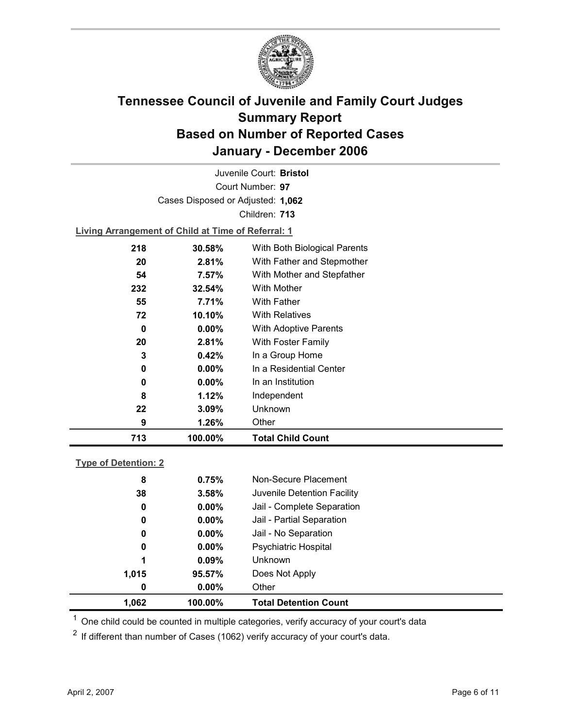# Tennessee Council of Juvenile and Family Court Judges
## Summary Report
## Based on Number of Reported Cases
## January - December 2006

Juvenile Court: **Bristol**
Court Number: **97**
Cases Disposed or Adjusted: **1,062**
Children: **713**

**Living Arrangement of Child at Time of Referral: 1**

| Count | Percent | Category |
|---|---|---|
| 218 | 30.58% | With Both Biological Parents |
| 20 | 2.81% | With Father and Stepmother |
| 54 | 7.57% | With Mother and Stepfather |
| 232 | 32.54% | With Mother |
| 55 | 7.71% | With Father |
| 72 | 10.10% | With Relatives |
| 0 | 0.00% | With Adoptive Parents |
| 20 | 2.81% | With Foster Family |
| 3 | 0.42% | In a Group Home |
| 0 | 0.00% | In a Residential Center |
| 0 | 0.00% | In an Institution |
| 8 | 1.12% | Independent |
| 22 | 3.09% | Unknown |
| 9 | 1.26% | Other |
| **713** | **100.00%** | **Total Child Count** |

**Type of Detention: 2**

| Count | Percent | Category |
|---|---|---|
| 8 | 0.75% | Non-Secure Placement |
| 38 | 3.58% | Juvenile Detention Facility |
| 0 | 0.00% | Jail - Complete Separation |
| 0 | 0.00% | Jail - Partial Separation |
| 0 | 0.00% | Jail - No Separation |
| 0 | 0.00% | Psychiatric Hospital |
| 1 | 0.09% | Unknown |
| 1,015 | 95.57% | Does Not Apply |
| 0 | 0.00% | Other |
| **1,062** | **100.00%** | **Total Detention Count** |

[1] One child could be counted in multiple categories, verify accuracy of your court's data

[2] If different than number of Cases (1062) verify accuracy of your court's data.

April 2, 2007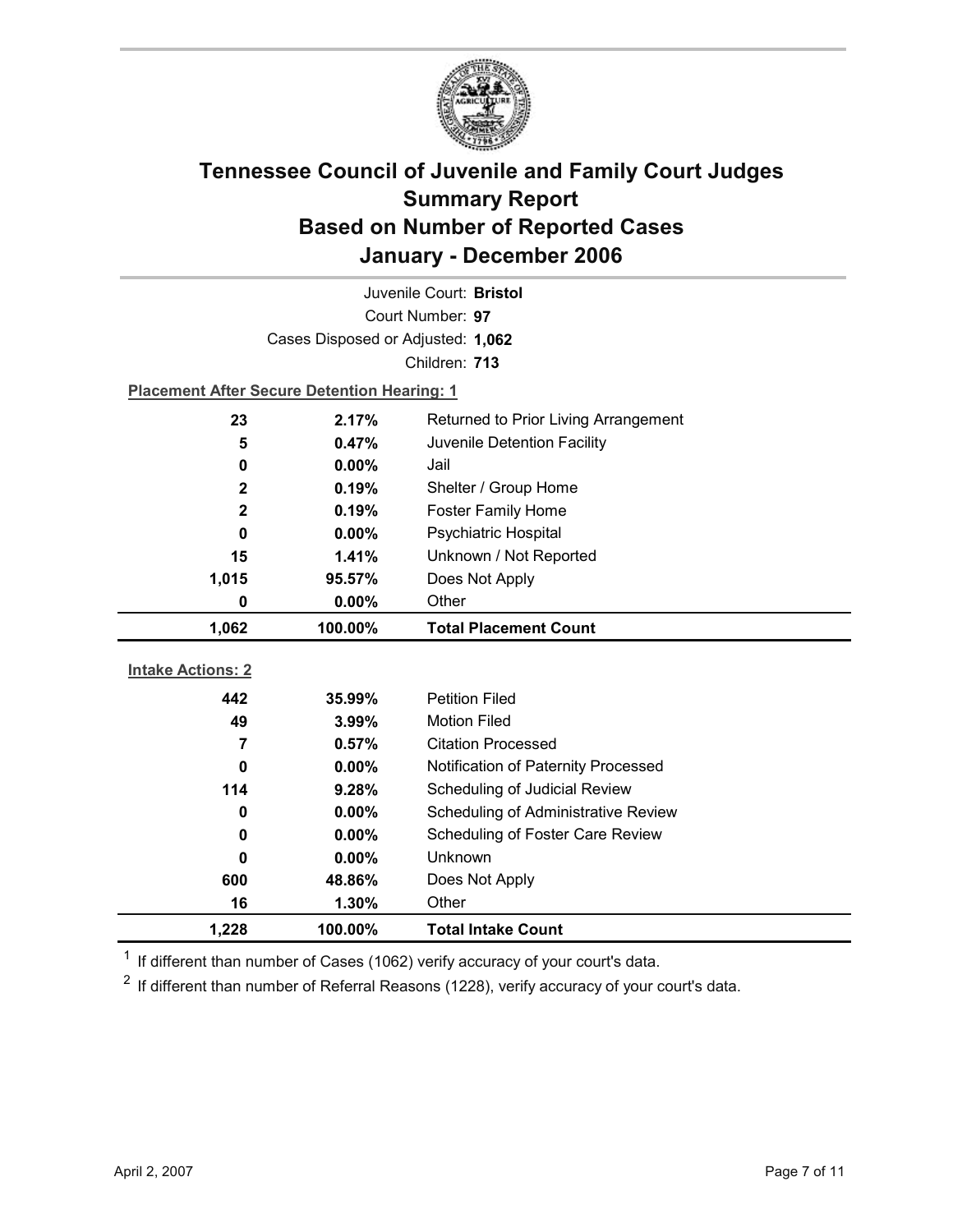# Tennessee Council of Juvenile and Family Court Judges
# Summary Report
# Based on Number of Reported Cases
# January - December 2006

Juvenile Court: **Bristol**

Court Number: **97**

Cases Disposed or Adjusted: **1,062**

Children: **713**

**Placement After Secure Detention Hearing: 1**

| Count | Percent | Placement |
|---|---|---|
| 23 | 2.17% | Returned to Prior Living Arrangement |
| 5 | 0.47% | Juvenile Detention Facility |
| 0 | 0.00% | Jail |
| 2 | 0.19% | Shelter / Group Home |
| 2 | 0.19% | Foster Family Home |
| 0 | 0.00% | Psychiatric Hospital |
| 15 | 1.41% | Unknown / Not Reported |
| 1,015 | 95.57% | Does Not Apply |
| 0 | 0.00% | Other |
| **1,062** | **100.00%** | **Total Placement Count** |

**Intake Actions: 2**

| Count | Percent | Intake Action |
|---|---|---|
| 442 | 35.99% | Petition Filed |
| 49 | 3.99% | Motion Filed |
| 7 | 0.57% | Citation Processed |
| 0 | 0.00% | Notification of Paternity Processed |
| 114 | 9.28% | Scheduling of Judicial Review |
| 0 | 0.00% | Scheduling of Administrative Review |
| 0 | 0.00% | Scheduling of Foster Care Review |
| 0 | 0.00% | Unknown |
| 600 | 48.86% | Does Not Apply |
| 16 | 1.30% | Other |
| **1,228** | **100.00%** | **Total Intake Count** |

[1] If different than number of Cases (1062) verify accuracy of your court's data.

[2] If different than number of Referral Reasons (1228), verify accuracy of your court's data.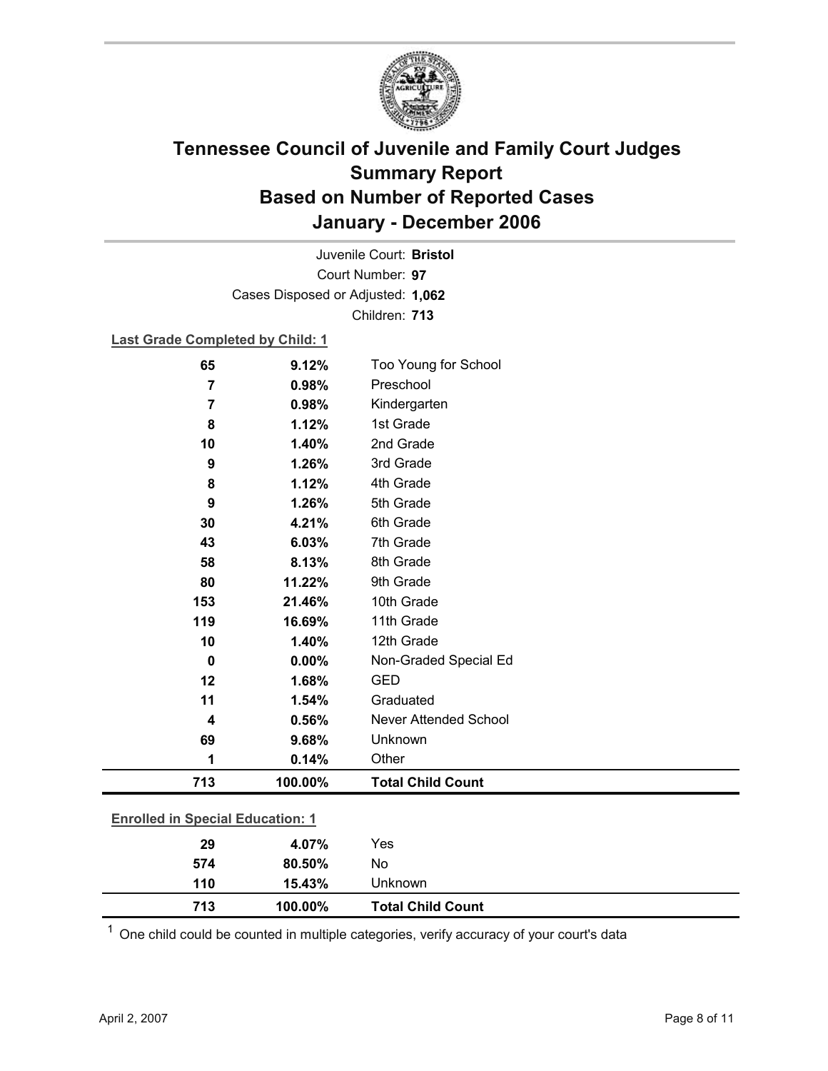# Tennessee Council of Juvenile and Family Court Judges
# Summary Report
# Based on Number of Reported Cases
# January - December 2006

Juvenile Court: **Bristol**

Court Number: **97**

Cases Disposed or Adjusted: **1,062**

Children: **713**

**Last Grade Completed by Child: 1**

| Count | Percent | Category |
|---|---|---|
| 65 | 9.12% | Too Young for School |
| 7 | 0.98% | Preschool |
| 7 | 0.98% | Kindergarten |
| 8 | 1.12% | 1st Grade |
| 10 | 1.40% | 2nd Grade |
| 9 | 1.26% | 3rd Grade |
| 8 | 1.12% | 4th Grade |
| 9 | 1.26% | 5th Grade |
| 30 | 4.21% | 6th Grade |
| 43 | 6.03% | 7th Grade |
| 58 | 8.13% | 8th Grade |
| 80 | 11.22% | 9th Grade |
| 153 | 21.46% | 10th Grade |
| 119 | 16.69% | 11th Grade |
| 10 | 1.40% | 12th Grade |
| 0 | 0.00% | Non-Graded Special Ed |
| 12 | 1.68% | GED |
| 11 | 1.54% | Graduated |
| 4 | 0.56% | Never Attended School |
| 69 | 9.68% | Unknown |
| 1 | 0.14% | Other |
| **713** | **100.00%** | **Total Child Count** |

**Enrolled in Special Education: 1**

| Count | Percent | Category |
|---|---|---|
| 29 | 4.07% | Yes |
| 574 | 80.50% | No |
| 110 | 15.43% | Unknown |
| **713** | **100.00%** | **Total Child Count** |

[1] One child could be counted in multiple categories, verify accuracy of your court's data

April 2, 2007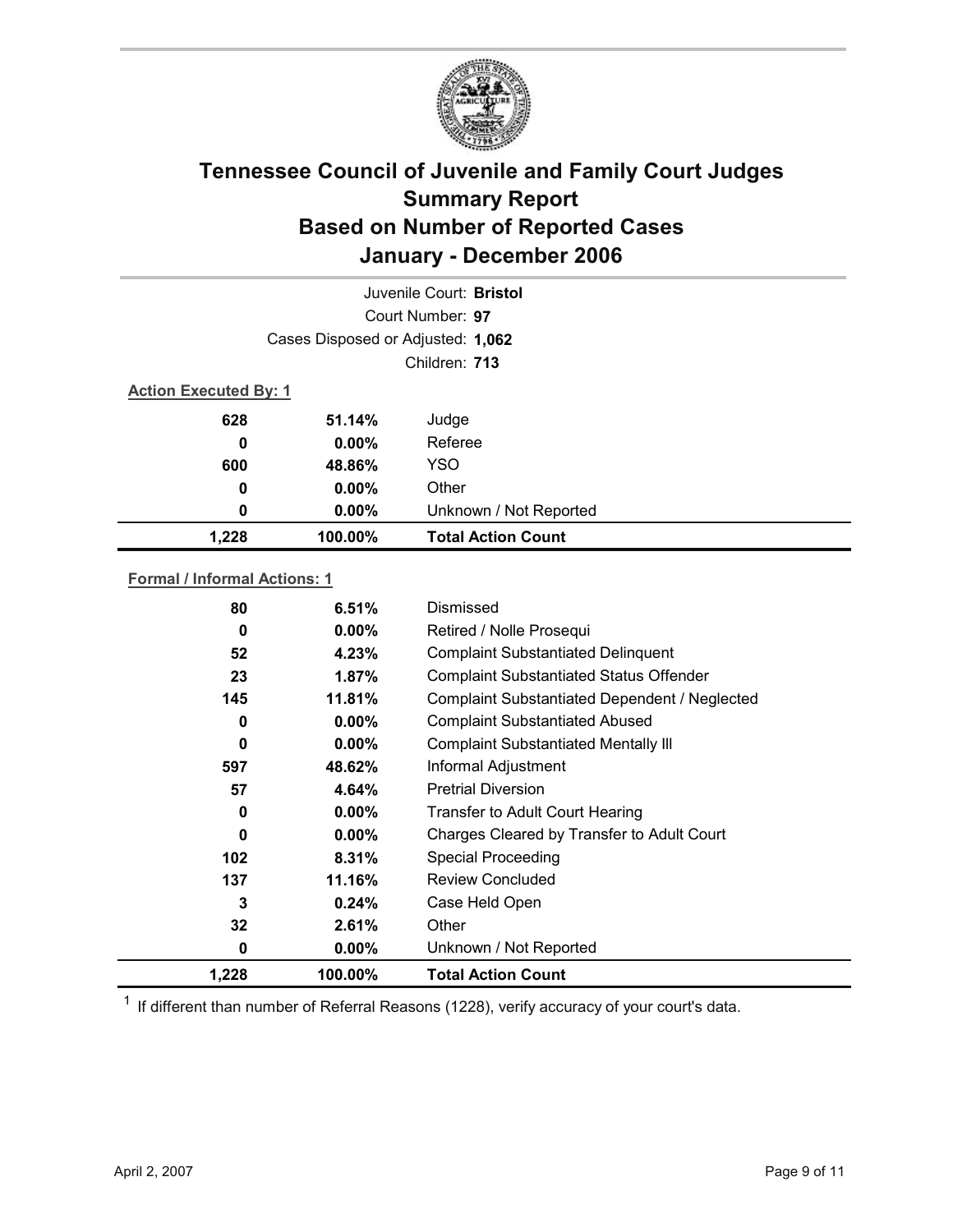# Tennessee Council of Juvenile and Family Court Judges
## Summary Report
## Based on Number of Reported Cases
## January - December 2006

Juvenile Court: **Bristol**

Court Number: **97**

Cases Disposed or Adjusted: **1,062**

Children: **713**

**Action Executed By: 1**

| | | |
|---|---|---|
| 628 | 51.14% | Judge |
| 0 | 0.00% | Referee |
| 600 | 48.86% | YSO |
| 0 | 0.00% | Other |
| 0 | 0.00% | Unknown / Not Reported |
| **1,228** | **100.00%** | **Total Action Count** |

**Formal / Informal Actions: 1**

| | | |
|---|---|---|
| 80 | 6.51% | Dismissed |
| 0 | 0.00% | Retired / Nolle Prosequi |
| 52 | 4.23% | Complaint Substantiated Delinquent |
| 23 | 1.87% | Complaint Substantiated Status Offender |
| 145 | 11.81% | Complaint Substantiated Dependent / Neglected |
| 0 | 0.00% | Complaint Substantiated Abused |
| 0 | 0.00% | Complaint Substantiated Mentally Ill |
| 597 | 48.62% | Informal Adjustment |
| 57 | 4.64% | Pretrial Diversion |
| 0 | 0.00% | Transfer to Adult Court Hearing |
| 0 | 0.00% | Charges Cleared by Transfer to Adult Court |
| 102 | 8.31% | Special Proceeding |
| 137 | 11.16% | Review Concluded |
| 3 | 0.24% | Case Held Open |
| 32 | 2.61% | Other |
| 0 | 0.00% | Unknown / Not Reported |
| **1,228** | **100.00%** | **Total Action Count** |

[1] If different than number of Referral Reasons (1228), verify accuracy of your court's data.

April 2, 2007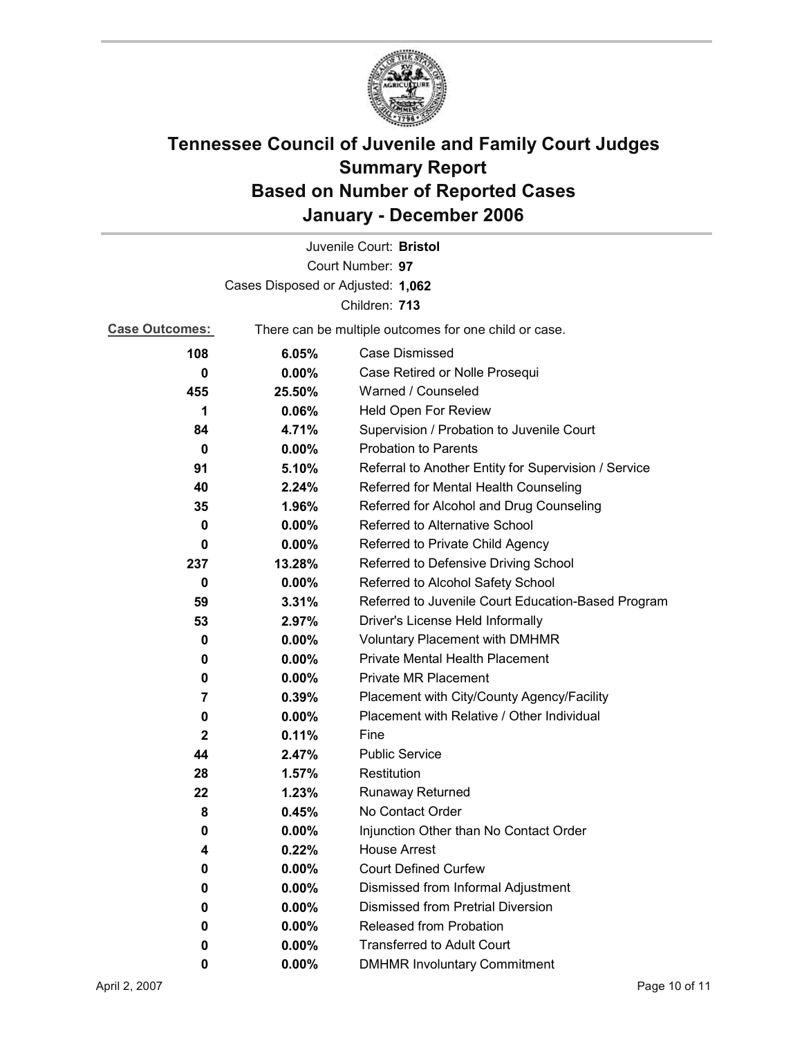# Tennessee Council of Juvenile and Family Court Judges
## Summary Report
## Based on Number of Reported Cases
## January - December 2006

Juvenile Court: **Bristol**
Court Number: **97**
Cases Disposed or Adjusted: **1,062**
Children: **713**

**Case Outcomes:** There can be multiple outcomes for one child or case.

| Count | Percent | Outcome |
|---|---|---|
| 108 | 6.05% | Case Dismissed |
| 0 | 0.00% | Case Retired or Nolle Prosequi |
| 455 | 25.50% | Warned / Counseled |
| 1 | 0.06% | Held Open For Review |
| 84 | 4.71% | Supervision / Probation to Juvenile Court |
| 0 | 0.00% | Probation to Parents |
| 91 | 5.10% | Referral to Another Entity for Supervision / Service |
| 40 | 2.24% | Referred for Mental Health Counseling |
| 35 | 1.96% | Referred for Alcohol and Drug Counseling |
| 0 | 0.00% | Referred to Alternative School |
| 0 | 0.00% | Referred to Private Child Agency |
| 237 | 13.28% | Referred to Defensive Driving School |
| 0 | 0.00% | Referred to Alcohol Safety School |
| 59 | 3.31% | Referred to Juvenile Court Education-Based Program |
| 53 | 2.97% | Driver's License Held Informally |
| 0 | 0.00% | Voluntary Placement with DMHMR |
| 0 | 0.00% | Private Mental Health Placement |
| 0 | 0.00% | Private MR Placement |
| 7 | 0.39% | Placement with City/County Agency/Facility |
| 0 | 0.00% | Placement with Relative / Other Individual |
| 2 | 0.11% | Fine |
| 44 | 2.47% | Public Service |
| 28 | 1.57% | Restitution |
| 22 | 1.23% | Runaway Returned |
| 8 | 0.45% | No Contact Order |
| 0 | 0.00% | Injunction Other than No Contact Order |
| 4 | 0.22% | House Arrest |
| 0 | 0.00% | Court Defined Curfew |
| 0 | 0.00% | Dismissed from Informal Adjustment |
| 0 | 0.00% | Dismissed from Pretrial Diversion |
| 0 | 0.00% | Released from Probation |
| 0 | 0.00% | Transferred to Adult Court |
| 0 | 0.00% | DMHMR Involuntary Commitment |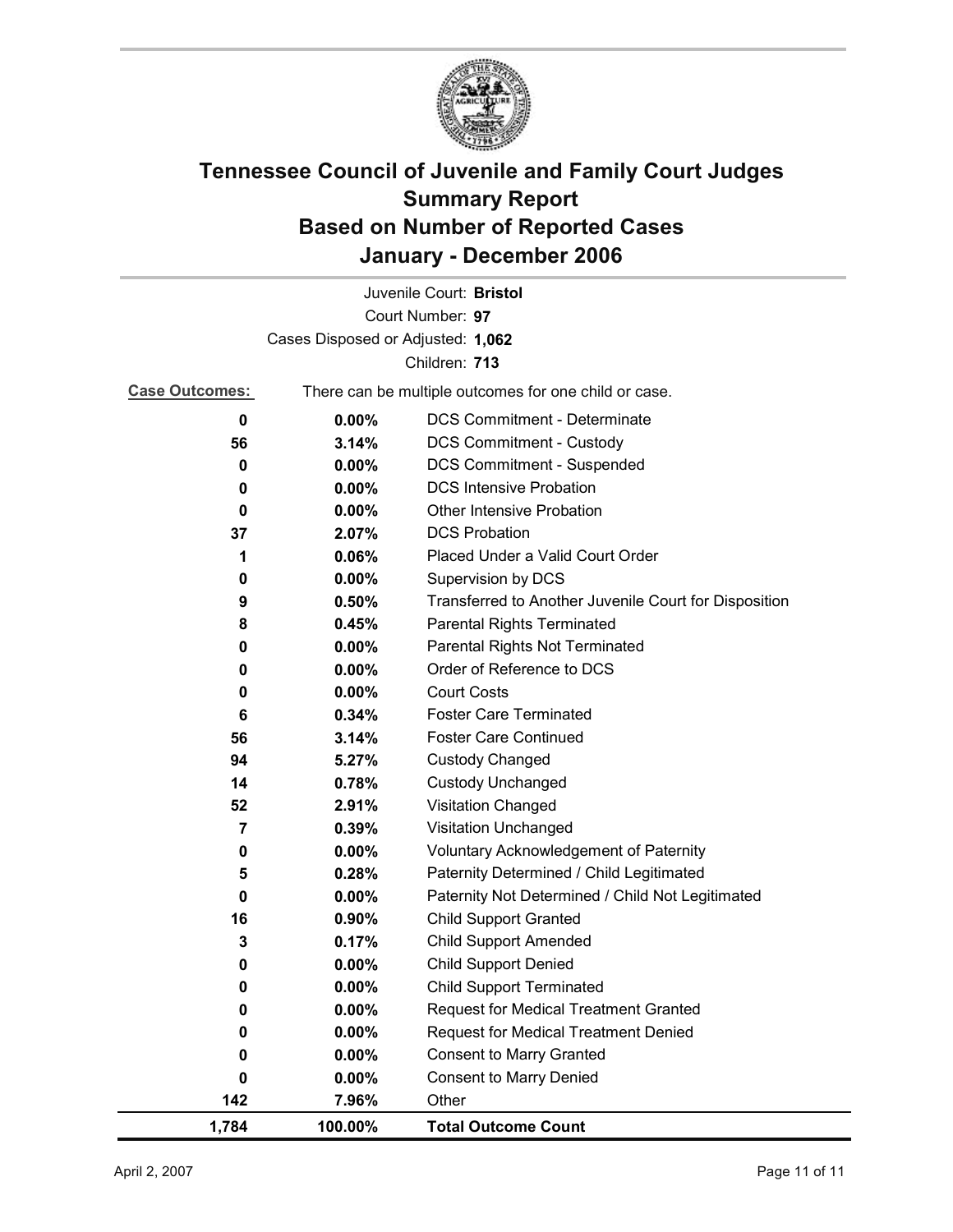# Tennessee Council of Juvenile and Family Court Judges
# Summary Report
# Based on Number of Reported Cases
# January - December 2006

Juvenile Court: **Bristol**
Court Number: **97**
Cases Disposed or Adjusted: **1,062**
Children: **713**

**Case Outcomes:** There can be multiple outcomes for one child or case.

| | | |
|---|---|---|
| 0 | 0.00% | DCS Commitment - Determinate |
| 56 | 3.14% | DCS Commitment - Custody |
| 0 | 0.00% | DCS Commitment - Suspended |
| 0 | 0.00% | DCS Intensive Probation |
| 0 | 0.00% | Other Intensive Probation |
| 37 | 2.07% | DCS Probation |
| 1 | 0.06% | Placed Under a Valid Court Order |
| 0 | 0.00% | Supervision by DCS |
| 9 | 0.50% | Transferred to Another Juvenile Court for Disposition |
| 8 | 0.45% | Parental Rights Terminated |
| 0 | 0.00% | Parental Rights Not Terminated |
| 0 | 0.00% | Order of Reference to DCS |
| 0 | 0.00% | Court Costs |
| 6 | 0.34% | Foster Care Terminated |
| 56 | 3.14% | Foster Care Continued |
| 94 | 5.27% | Custody Changed |
| 14 | 0.78% | Custody Unchanged |
| 52 | 2.91% | Visitation Changed |
| 7 | 0.39% | Visitation Unchanged |
| 0 | 0.00% | Voluntary Acknowledgement of Paternity |
| 5 | 0.28% | Paternity Determined / Child Legitimated |
| 0 | 0.00% | Paternity Not Determined / Child Not Legitimated |
| 16 | 0.90% | Child Support Granted |
| 3 | 0.17% | Child Support Amended |
| 0 | 0.00% | Child Support Denied |
| 0 | 0.00% | Child Support Terminated |
| 0 | 0.00% | Request for Medical Treatment Granted |
| 0 | 0.00% | Request for Medical Treatment Denied |
| 0 | 0.00% | Consent to Marry Granted |
| 0 | 0.00% | Consent to Marry Denied |
| 142 | 7.96% | Other |
| **1,784** | **100.00%** | **Total Outcome Count** |

April 2, 2007